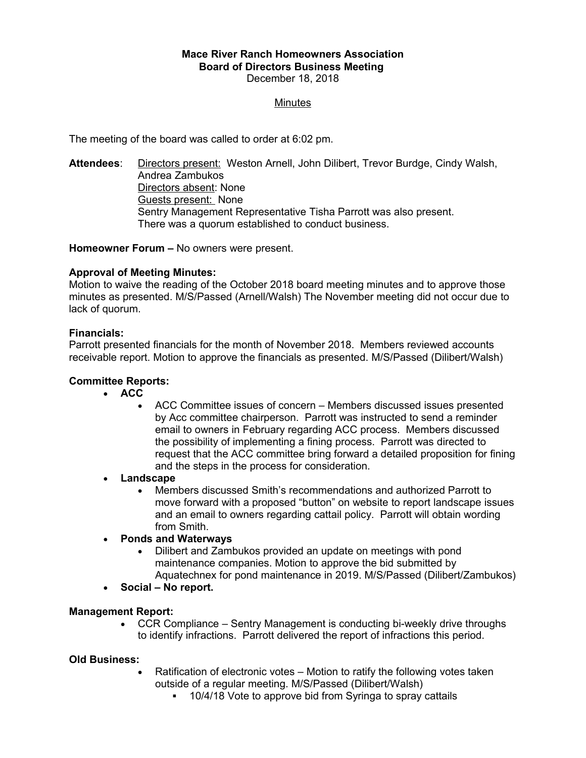# Mace River Ranch Homeowners Association
## Board of Directors Business Meeting

December 18, 2018

Minutes

The meeting of the board was called to order at 6:02 pm.

**Attendees**: Directors present: Weston Arnell, John Dilibert, Trevor Burdge, Cindy Walsh, Andrea Zambukos
Directors absent: None
Guests present: None
Sentry Management Representative Tisha Parrott was also present.
There was a quorum established to conduct business.

**Homeowner Forum –** No owners were present.

**Approval of Meeting Minutes:**
Motion to waive the reading of the October 2018 board meeting minutes and to approve those minutes as presented. M/S/Passed (Arnell/Walsh) The November meeting did not occur due to lack of quorum.

**Financials:**
Parrott presented financials for the month of November 2018. Members reviewed accounts receivable report. Motion to approve the financials as presented. M/S/Passed (Dilibert/Walsh)

**Committee Reports:**

- **ACC**
  - ACC Committee issues of concern – Members discussed issues presented by Acc committee chairperson. Parrott was instructed to send a reminder email to owners in February regarding ACC process. Members discussed the possibility of implementing a fining process. Parrott was directed to request that the ACC committee bring forward a detailed proposition for fining and the steps in the process for consideration.
- **Landscape**
  - Members discussed Smith's recommendations and authorized Parrott to move forward with a proposed "button" on website to report landscape issues and an email to owners regarding cattail policy. Parrott will obtain wording from Smith.
- **Ponds and Waterways**
  - Dilibert and Zambukos provided an update on meetings with pond maintenance companies. Motion to approve the bid submitted by Aquatechnex for pond maintenance in 2019. M/S/Passed (Dilibert/Zambukos)
- **Social – No report.**

**Management Report:**

- CCR Compliance – Sentry Management is conducting bi-weekly drive throughs to identify infractions. Parrott delivered the report of infractions this period.

**Old Business:**

- Ratification of electronic votes – Motion to ratify the following votes taken outside of a regular meeting. M/S/Passed (Dilibert/Walsh)
  - 10/4/18 Vote to approve bid from Syringa to spray cattails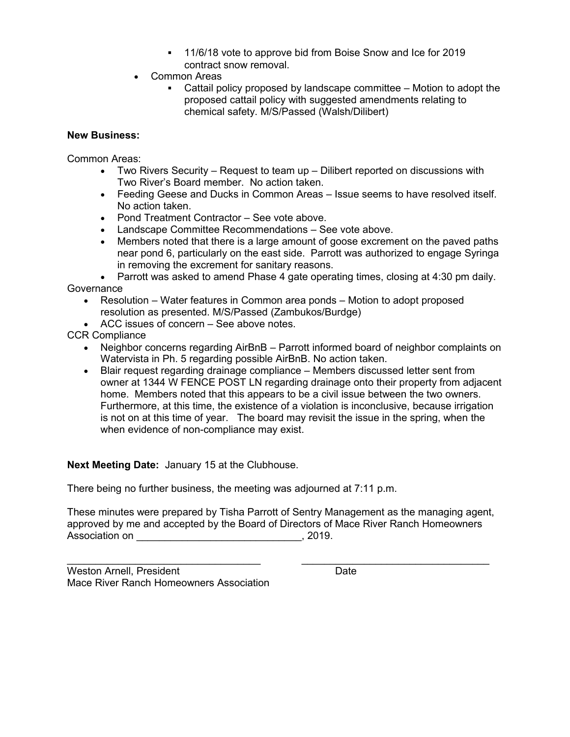- 11/6/18 vote to approve bid from Boise Snow and Ice for 2019 contract snow removal.
- Common Areas
    - Cattail policy proposed by landscape committee – Motion to adopt the proposed cattail policy with suggested amendments relating to chemical safety. M/S/Passed (Walsh/Dilibert)

**New Business:**

Common Areas:

- Two Rivers Security – Request to team up – Dilibert reported on discussions with Two River's Board member. No action taken.
- Feeding Geese and Ducks in Common Areas – Issue seems to have resolved itself. No action taken.
- Pond Treatment Contractor – See vote above.
- Landscape Committee Recommendations – See vote above.
- Members noted that there is a large amount of goose excrement on the paved paths near pond 6, particularly on the east side. Parrott was authorized to engage Syringa in removing the excrement for sanitary reasons.
- Parrott was asked to amend Phase 4 gate operating times, closing at 4:30 pm daily.

Governance

- Resolution – Water features in Common area ponds – Motion to adopt proposed resolution as presented. M/S/Passed (Zambukos/Burdge)
- ACC issues of concern – See above notes.

CCR Compliance

- Neighbor concerns regarding AirBnB – Parrott informed board of neighbor complaints on Watervista in Ph. 5 regarding possible AirBnB. No action taken.
- Blair request regarding drainage compliance – Members discussed letter sent from owner at 1344 W FENCE POST LN regarding drainage onto their property from adjacent home. Members noted that this appears to be a civil issue between the two owners. Furthermore, at this time, the existence of a violation is inconclusive, because irrigation is not on at this time of year. The board may revisit the issue in the spring, when the when evidence of non-compliance may exist.

**Next Meeting Date:** January 15 at the Clubhouse.

There being no further business, the meeting was adjourned at 7:11 p.m.

These minutes were prepared by Tisha Parrott of Sentry Management as the managing agent, approved by me and accepted by the Board of Directors of Mace River Ranch Homeowners Association on \_\_\_\_\_\_\_\_\_\_\_\_\_\_\_\_\_\_\_\_\_\_\_\_\_\_\_\_\_\_, 2019.

\_\_\_\_\_\_\_\_\_\_\_\_\_\_\_\_\_\_\_\_\_\_\_\_\_\_\_\_\_\_\_\_\_\_\_\_ \_\_\_\_\_\_\_\_\_\_\_\_\_\_\_\_\_\_\_\_\_\_\_\_\_\_\_\_\_\_\_\_\_\_\_

Weston Arnell, President Date

Mace River Ranch Homeowners Association